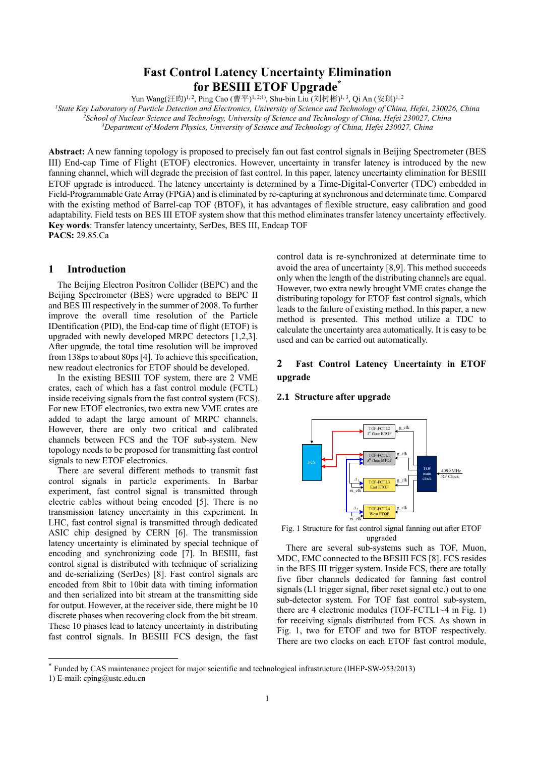# Fast Control Latency Uncertainty Elimination for BESIII ETOF Upgrade*

Yun Wang(汪昀)[1,2], Ping Cao (曹平)[1,2;1)], Shu-bin Liu (刘树彬)[1,3], Qi An (安琪)[1,2]

[1]*State Key Laboratory of Particle Detection and Electronics, University of Science and Technology of China, Hefei, 230026, China*
[2]*School of Nuclear Science and Technology, University of Science and Technology of China, Hefei 230027, China*
[3]*Department of Modern Physics, University of Science and Technology of China, Hefei 230027, China*

**Abstract:** A new fanning topology is proposed to precisely fan out fast control signals in Beijing Spectrometer (BES III) End-cap Time of Flight (ETOF) electronics. However, uncertainty in transfer latency is introduced by the new fanning channel, which will degrade the precision of fast control. In this paper, latency uncertainty elimination for BESIII ETOF upgrade is introduced. The latency uncertainty is determined by a Time-Digital-Converter (TDC) embedded in Field-Programmable Gate Array (FPGA) and is eliminated by re-capturing at synchronous and determinate time. Compared with the existing method of Barrel-cap TOF (BTOF), it has advantages of flexible structure, easy calibration and good adaptability. Field tests on BES III ETOF system show that this method eliminates transfer latency uncertainty effectively.

**Key words**: Transfer latency uncertainty, SerDes, BES III, Endcap TOF

**PACS:** 29.85.Ca

## 1 Introduction

The Beijing Electron Positron Collider (BEPC) and the Beijing Spectrometer (BES) were upgraded to BEPC II and BES III respectively in the summer of 2008. To further improve the overall time resolution of the Particle IDentification (PID), the End-cap time of flight (ETOF) is upgraded with newly developed MRPC detectors [1,2,3]. After upgrade, the total time resolution will be improved from 138ps to about 80ps [4]. To achieve this specification, new readout electronics for ETOF should be developed.

In the existing BESIII TOF system, there are 2 VME crates, each of which has a fast control module (FCTL) inside receiving signals from the fast control system (FCS). For new ETOF electronics, two extra new VME crates are added to adapt the large amount of MRPC channels. However, there are only two critical and calibrated channels between FCS and the TOF sub-system. New topology needs to be proposed for transmitting fast control signals to new ETOF electronics.

There are several different methods to transmit fast control signals in particle experiments. In Barbar experiment, fast control signal is transmitted through electric cables without being encoded [5]. There is no transmission latency uncertainty in this experiment. In LHC, fast control signal is transmitted through dedicated ASIC chip designed by CERN [6]. The transmission latency uncertainty is eliminated by special technique of encoding and synchronizing code [7]. In BESIII, fast control signal is distributed with technique of serializing and de-serializing (SerDes) [8]. Fast control signals are encoded from 8bit to 10bit data with timing information and then serialized into bit stream at the transmitting side for output. However, at the receiver side, there might be 10 discrete phases when recovering clock from the bit stream. These 10 phases lead to latency uncertainty in distributing fast control signals. In BESIII FCS design, the fast control data is re-synchronized at determinate time to avoid the area of uncertainty [8,9]. This method succeeds only when the length of the distributing channels are equal. However, two extra newly brought VME crates change the distributing topology for ETOF fast control signals, which leads to the failure of existing method. In this paper, a new method is presented. This method utilize a TDC to calculate the uncertainty area automatically. It is easy to be used and can be carried out automatically.

## 2 Fast Control Latency Uncertainty in ETOF upgrade

### 2.1 Structure after upgrade

Fig. 1 Structure for fast control signal fanning out after ETOF upgraded

There are several sub-systems such as TOF, Muon, MDC, EMC connected to the BESIII FCS [8]. FCS resides in the BES III trigger system. Inside FCS, there are totally five fiber channels dedicated for fanning fast control signals (L1 trigger signal, fiber reset signal etc.) out to one sub-detector system. For TOF fast control sub-system, there are 4 electronic modules (TOF-FCTL1~4 in Fig. 1) for receiving signals distributed from FCS. As shown in Fig. 1, two for ETOF and two for BTOF respectively. There are two clocks on each ETOF fast control module,

---

* Funded by CAS maintenance project for major scientific and technological infrastructure (IHEP-SW-953/2013)

1) E-mail: cping@ustc.edu.cn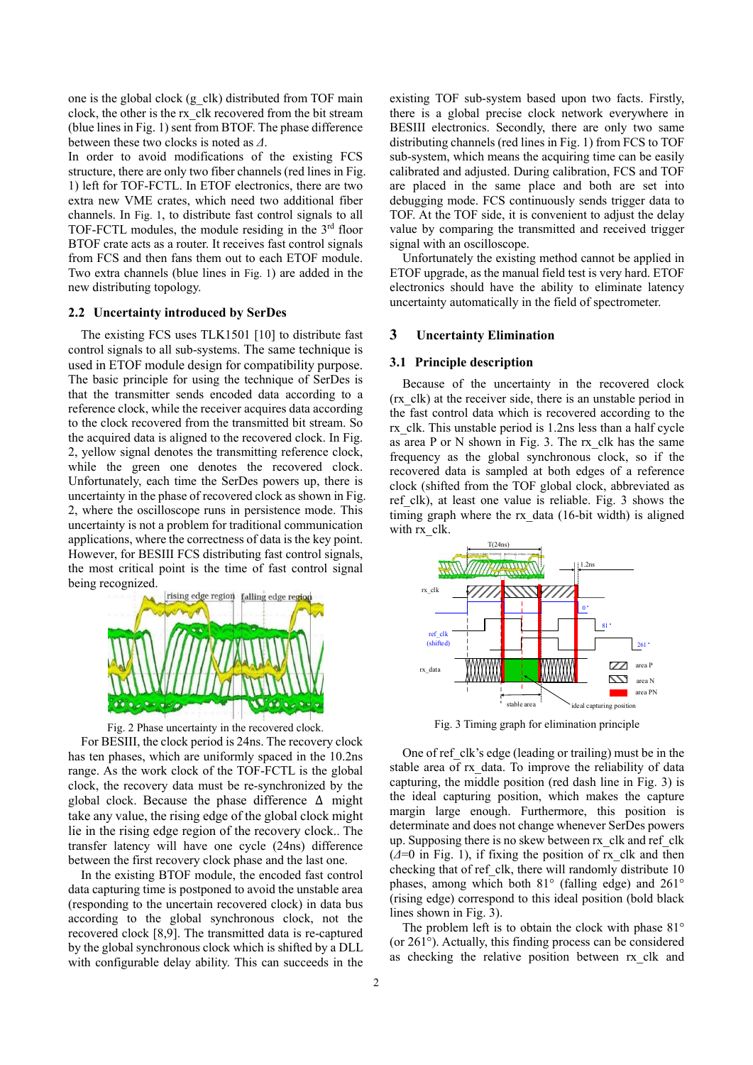one is the global clock (g_clk) distributed from TOF main clock, the other is the rx_clk recovered from the bit stream (blue lines in Fig. 1) sent from BTOF. The phase difference between these two clocks is noted as $\Delta$.

In order to avoid modifications of the existing FCS structure, there are only two fiber channels (red lines in Fig. 1) left for TOF-FCTL. In ETOF electronics, there are two extra new VME crates, which need two additional fiber channels. In Fig. 1, to distribute fast control signals to all TOF-FCTL modules, the module residing in the 3rd floor BTOF crate acts as a router. It receives fast control signals from FCS and then fans them out to each ETOF module. Two extra channels (blue lines in Fig. 1) are added in the new distributing topology.

### 2.2 Uncertainty introduced by SerDes

The existing FCS uses TLK1501 [10] to distribute fast control signals to all sub-systems. The same technique is used in ETOF module design for compatibility purpose. The basic principle for using the technique of SerDes is that the transmitter sends encoded data according to a reference clock, while the receiver acquires data according to the clock recovered from the transmitted bit stream. So the acquired data is aligned to the recovered clock. In Fig. 2, yellow signal denotes the transmitting reference clock, while the green one denotes the recovered clock. Unfortunately, each time the SerDes powers up, there is uncertainty in the phase of recovered clock as shown in Fig. 2, where the oscilloscope runs in persistence mode. This uncertainty is not a problem for traditional communication applications, where the correctness of data is the key point. However, for BESIII FCS distributing fast control signals, the most critical point is the time of fast control signal being recognized.

Fig. 2 Phase uncertainty in the recovered clock.

For BESIII, the clock period is 24ns. The recovery clock has ten phases, which are uniformly spaced in the 10.2ns range. As the work clock of the TOF-FCTL is the global clock, the recovery data must be re-synchronized by the global clock. Because the phase difference $\Delta$ might take any value, the rising edge of the global clock might lie in the rising edge region of the recovery clock.. The transfer latency will have one cycle (24ns) difference between the first recovery clock phase and the last one.

In the existing BTOF module, the encoded fast control data capturing time is postponed to avoid the unstable area (responding to the uncertain recovered clock) in data bus according to the global synchronous clock, not the recovered clock [8,9]. The transmitted data is re-captured by the global synchronous clock which is shifted by a DLL with configurable delay ability. This can succeeds in the existing TOF sub-system based upon two facts. Firstly, there is a global precise clock network everywhere in BESIII electronics. Secondly, there are only two same distributing channels (red lines in Fig. 1) from FCS to TOF sub-system, which means the acquiring time can be easily calibrated and adjusted. During calibration, FCS and TOF are placed in the same place and both are set into debugging mode. FCS continuously sends trigger data to TOF. At the TOF side, it is convenient to adjust the delay value by comparing the transmitted and received trigger signal with an oscilloscope.

Unfortunately the existing method cannot be applied in ETOF upgrade, as the manual field test is very hard. ETOF electronics should have the ability to eliminate latency uncertainty automatically in the field of spectrometer.

## 3 Uncertainty Elimination

### 3.1 Principle description

Because of the uncertainty in the recovered clock (rx_clk) at the receiver side, there is an unstable period in the fast control data which is recovered according to the rx_clk. This unstable period is 1.2ns less than a half cycle as area P or N shown in Fig. 3. The rx_clk has the same frequency as the global synchronous clock, so if the recovered data is sampled at both edges of a reference clock (shifted from the TOF global clock, abbreviated as ref_clk), at least one value is reliable. Fig. 3 shows the timing graph where the rx_data (16-bit width) is aligned with rx_clk.

Fig. 3 Timing graph for elimination principle

One of ref_clk's edge (leading or trailing) must be in the stable area of rx_data. To improve the reliability of data capturing, the middle position (red dash line in Fig. 3) is the ideal capturing position, which makes the capture margin large enough. Furthermore, this position is determinate and does not change whenever SerDes powers up. Supposing there is no skew between rx_clk and ref_clk ($\Delta$=0 in Fig. 1), if fixing the position of rx_clk and then checking that of ref_clk, there will randomly distribute 10 phases, among which both 81° (falling edge) and 261° (rising edge) correspond to this ideal position (bold black lines shown in Fig. 3).

The problem left is to obtain the clock with phase 81° (or 261°). Actually, this finding process can be considered as checking the relative position between rx_clk and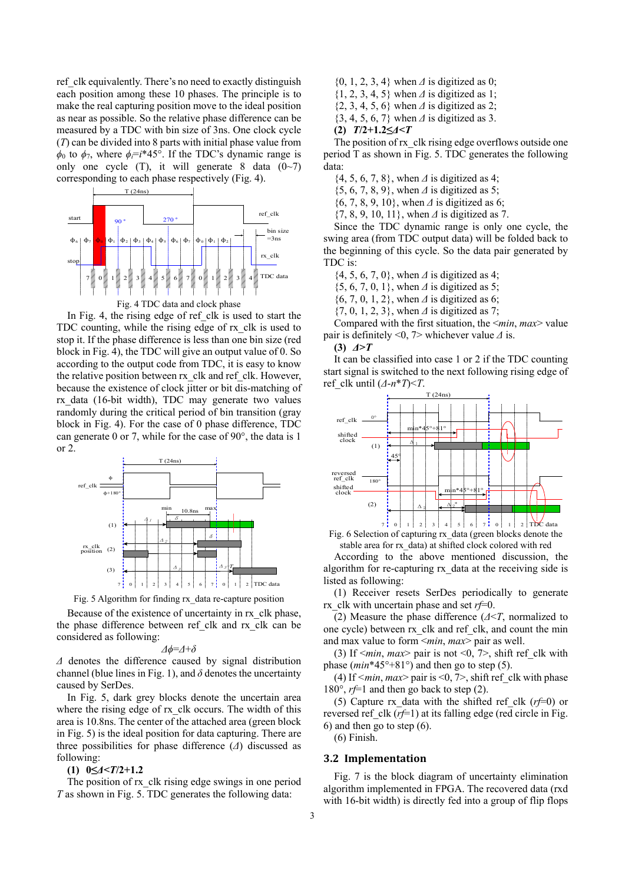ref_clk equivalently. There's no need to exactly distinguish each position among these 10 phases. The principle is to make the real capturing position move to the ideal position as near as possible. So the relative phase difference can be measured by a TDC with bin size of 3ns. One clock cycle ($T$) can be divided into 8 parts with initial phase value from $\phi_0$ to $\phi_7$, where $\phi_i = i*45°$. If the TDC's dynamic range is only one cycle (T), it will generate 8 data (0~7) corresponding to each phase respectively (Fig. 4).

Fig. 4 TDC data and clock phase

In Fig. 4, the rising edge of ref_clk is used to start the TDC counting, while the rising edge of rx_clk is used to stop it. If the phase difference is less than one bin size (red block in Fig. 4), the TDC will give an output value of 0. So according to the output code from TDC, it is easy to know the relative position between rx_clk and ref_clk. However, because the existence of clock jitter or bit dis-matching of rx_data (16-bit width), TDC may generate two values randomly during the critical period of bin transition (gray block in Fig. 4). For the case of 0 phase difference, TDC can generate 0 or 7, while for the case of 90°, the data is 1 or 2.

Fig. 5 Algorithm for finding rx_data re-capture position

Because of the existence of uncertainty in rx_clk phase, the phase difference between ref_clk and rx_clk can be considered as following:

$$\Delta\phi = \Delta + \delta$$

$\Delta$ denotes the difference caused by signal distribution channel (blue lines in Fig. 1), and $\delta$ denotes the uncertainty caused by SerDes.

In Fig. 5, dark grey blocks denote the uncertain area where the rising edge of rx_clk occurs. The width of this area is 10.8ns. The center of the attached area (green block in Fig. 5) is the ideal position for data capturing. There are three possibilities for phase difference ($\Delta$) discussed as following:

**(1) $0 \le \Delta < T/2+1.2$**

The position of rx_clk rising edge swings in one period $T$ as shown in Fig. 5. TDC generates the following data:

{0, 1, 2, 3, 4} when $\Delta$ is digitized as 0;
{1, 2, 3, 4, 5} when $\Delta$ is digitized as 1;
{2, 3, 4, 5, 6} when $\Delta$ is digitized as 2;
{3, 4, 5, 6, 7} when $\Delta$ is digitized as 3.

**(2) $T/2+1.2 \le \Delta < T$**

The position of rx_clk rising edge overflows outside one period T as shown in Fig. 5. TDC generates the following data:

{4, 5, 6, 7, 8}, when $\Delta$ is digitized as 4;
{5, 6, 7, 8, 9}, when $\Delta$ is digitized as 5;
{6, 7, 8, 9, 10}, when $\Delta$ is digitized as 6;
{7, 8, 9, 10, 11}, when $\Delta$ is digitized as 7.

Since the TDC dynamic range is only one cycle, the swing area (from TDC output data) will be folded back to the beginning of this cycle. So the data pair generated by TDC is:

{4, 5, 6, 7, 0}, when $\Delta$ is digitized as 4;
{5, 6, 7, 0, 1}, when $\Delta$ is digitized as 5;
{6, 7, 0, 1, 2}, when $\Delta$ is digitized as 6;
{7, 0, 1, 2, 3}, when $\Delta$ is digitized as 7;

Compared with the first situation, the <*min*, *max*> value pair is definitely <0, 7> whichever value $\Delta$ is.

**(3) $\Delta > T$**

It can be classified into case 1 or 2 if the TDC counting start signal is switched to the next following rising edge of ref_clk until ($\Delta - n*T$)<$T$.

Fig. 6 Selection of capturing rx_data (green blocks denote the stable area for rx_data) at shifted clock colored with red

According to the above mentioned discussion, the algorithm for re-capturing rx_data at the receiving side is listed as following:

(1) Receiver resets SerDes periodically to generate rx_clk with uncertain phase and set $rf$=0.

(2) Measure the phase difference ($\Delta < T$, normalized to one cycle) between rx_clk and ref_clk and count the min and max value to form <*min*, *max*> pair as well.

(3) If <*min*, *max*> pair is not <0, 7>, shift ref_clk with phase ($min$*45°+81°) and then go to step (5).

(4) If <*min*, *max*> pair is <0, 7>, shift ref_clk with phase 180°, $rf$=1 and then go back to step (2).

(5) Capture rx_data with the shifted ref_clk ($rf$=0) or reversed ref_clk ($rf$=1) at its falling edge (red circle in Fig. 6) and then go to step (6).

(6) Finish.

## 3.2 Implementation

Fig. 7 is the block diagram of uncertainty elimination algorithm implemented in FPGA. The recovered data (rxd with 16-bit width) is directly fed into a group of flip flops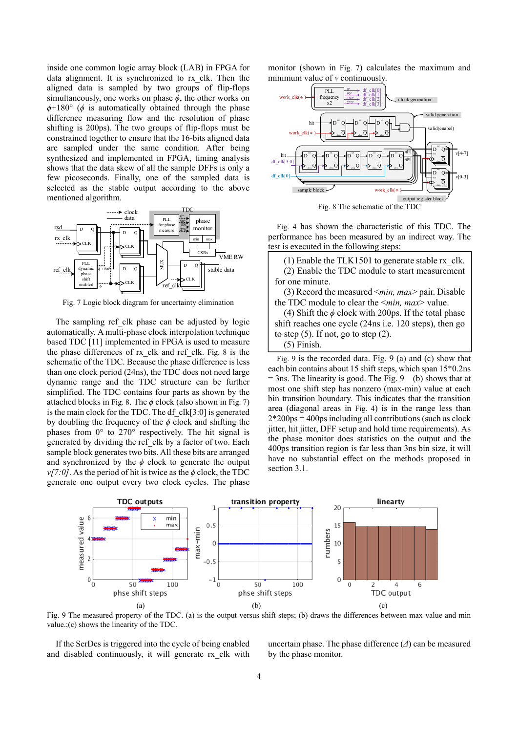inside one common logic array block (LAB) in FPGA for data alignment. It is synchronized to rx_clk. Then the aligned data is sampled by two groups of flip-flops simultaneously, one works on phase $\phi$, the other works on $\phi$+180° ($\phi$ is automatically obtained through the phase difference measuring flow and the resolution of phase shifting is 200ps). The two groups of flip-flops must be constrained together to ensure that the 16-bits aligned data are sampled under the same condition. After being synthesized and implemented in FPGA, timing analysis shows that the data skew of all the sample DFFs is only a few picoseconds. Finally, one of the sampled data is selected as the stable output according to the above mentioned algorithm.

Fig. 7 Logic block diagram for uncertainty elimination

The sampling ref_clk phase can be adjusted by logic automatically. A multi-phase clock interpolation technique based TDC [11] implemented in FPGA is used to measure the phase differences of rx_clk and ref_clk. Fig. 8 is the schematic of the TDC. Because the phase difference is less than one clock period (24ns), the TDC does not need large dynamic range and the TDC structure can be further simplified. The TDC contains four parts as shown by the attached blocks in Fig. 8. The $\phi$ clock (also shown in Fig. 7) is the main clock for the TDC. The df_clk[3:0] is generated by doubling the frequency of the $\phi$ clock and shifting the phases from 0° to 270° respectively. The hit signal is generated by dividing the ref_clk by a factor of two. Each sample block generates two bits. All these bits are arranged and synchronized by the $\phi$ clock to generate the output *v[7:0]*. As the period of hit is twice as the $\phi$ clock, the TDC generate one output every two clock cycles. The phase monitor (shown in Fig. 7) calculates the maximum and minimum value of *v* continuously.

Fig. 8 The schematic of the TDC

Fig. 4 has shown the characteristic of this TDC. The performance has been measured by an indirect way. The test is executed in the following steps:

(1) Enable the TLK1501 to generate stable rx_clk.
(2) Enable the TDC module to start measurement for one minute.
(3) Record the measured <*min, max*> pair. Disable the TDC module to clear the <*min, max*> value.
(4) Shift the $\phi$ clock with 200ps. If the total phase shift reaches one cycle (24ns i.e. 120 steps), then go to step (5). If not, go to step (2).
(5) Finish.

Fig. 9 is the recorded data. Fig. 9 (a) and (c) show that each bin contains about 15 shift steps, which span 15\*0.2ns = 3ns. The linearity is good. The Fig. 9 (b) shows that at most one shift step has nonzero (max-min) value at each bin transition boundary. This indicates that the transition area (diagonal areas in Fig. 4) is in the range less than 2\*200ps = 400ps including all contributions (such as clock jitter, hit jitter, DFF setup and hold time requirements). As the phase monitor does statistics on the output and the 400ps transition region is far less than 3ns bin size, it will have no substantial effect on the methods proposed in section 3.1.

Fig. 9 The measured property of the TDC. (a) is the output versus shift steps; (b) draws the differences between max value and min value.;(c) shows the linearity of the TDC.

If the SerDes is triggered into the cycle of being enabled and disabled continuously, it will generate rx_clk with uncertain phase. The phase difference ($\Delta$) can be measured by the phase monitor.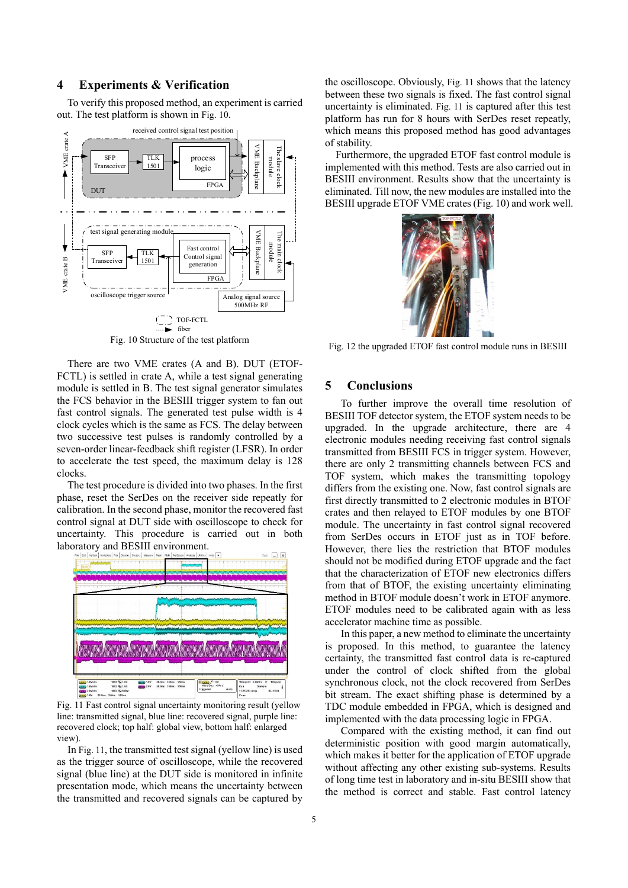## 4 Experiments & Verification

To verify this proposed method, an experiment is carried out. The test platform is shown in Fig. 10.

Fig. 10 Structure of the test platform

There are two VME crates (A and B). DUT (ETOF-FCTL) is settled in crate A, while a test signal generating module is settled in B. The test signal generator simulates the FCS behavior in the BESIII trigger system to fan out fast control signals. The generated test pulse width is 4 clock cycles which is the same as FCS. The delay between two successive test pulses is randomly controlled by a seven-order linear-feedback shift register (LFSR). In order to accelerate the test speed, the maximum delay is 128 clocks.

The test procedure is divided into two phases. In the first phase, reset the SerDes on the receiver side repeatly for calibration. In the second phase, monitor the recovered fast control signal at DUT side with oscilloscope to check for uncertainty. This procedure is carried out in both laboratory and BESIII environment.

Fig. 11 Fast control signal uncertainty monitoring result (yellow line: transmitted signal, blue line: recovered signal, purple line: recovered clock; top half: global view, bottom half: enlarged view).

In Fig. 11, the transmitted test signal (yellow line) is used as the trigger source of oscilloscope, while the recovered signal (blue line) at the DUT side is monitored in infinite presentation mode, which means the uncertainty between the transmitted and recovered signals can be captured by the oscilloscope. Obviously, Fig. 11 shows that the latency between these two signals is fixed. The fast control signal uncertainty is eliminated. Fig. 11 is captured after this test platform has run for 8 hours with SerDes reset repeatly, which means this proposed method has good advantages of stability.

Furthermore, the upgraded ETOF fast control module is implemented with this method. Tests are also carried out in BESIII environment. Results show that the uncertainty is eliminated. Till now, the new modules are installed into the BESIII upgrade ETOF VME crates (Fig. 10) and work well.

Fig. 12 the upgraded ETOF fast control module runs in BESIII

## 5 Conclusions

To further improve the overall time resolution of BESIII TOF detector system, the ETOF system needs to be upgraded. In the upgrade architecture, there are 4 electronic modules needing receiving fast control signals transmitted from BESIII FCS in trigger system. However, there are only 2 transmitting channels between FCS and TOF system, which makes the transmitting topology differs from the existing one. Now, fast control signals are first directly transmitted to 2 electronic modules in BTOF crates and then relayed to ETOF modules by one BTOF module. The uncertainty in fast control signal recovered from SerDes occurs in ETOF just as in TOF before. However, there lies the restriction that BTOF modules should not be modified during ETOF upgrade and the fact that the characterization of ETOF new electronics differs from that of BTOF, the existing uncertainty eliminating method in BTOF module doesn't work in ETOF anymore. ETOF modules need to be calibrated again with as less accelerator machine time as possible.

In this paper, a new method to eliminate the uncertainty is proposed. In this method, to guarantee the latency certainty, the transmitted fast control data is re-captured under the control of clock shifted from the global synchronous clock, not the clock recovered from SerDes bit stream. The exact shifting phase is determined by a TDC module embedded in FPGA, which is designed and implemented with the data processing logic in FPGA.

Compared with the existing method, it can find out deterministic position with good margin automatically, which makes it better for the application of ETOF upgrade without affecting any other existing sub-systems. Results of long time test in laboratory and in-situ BESIII show that the method is correct and stable. Fast control latency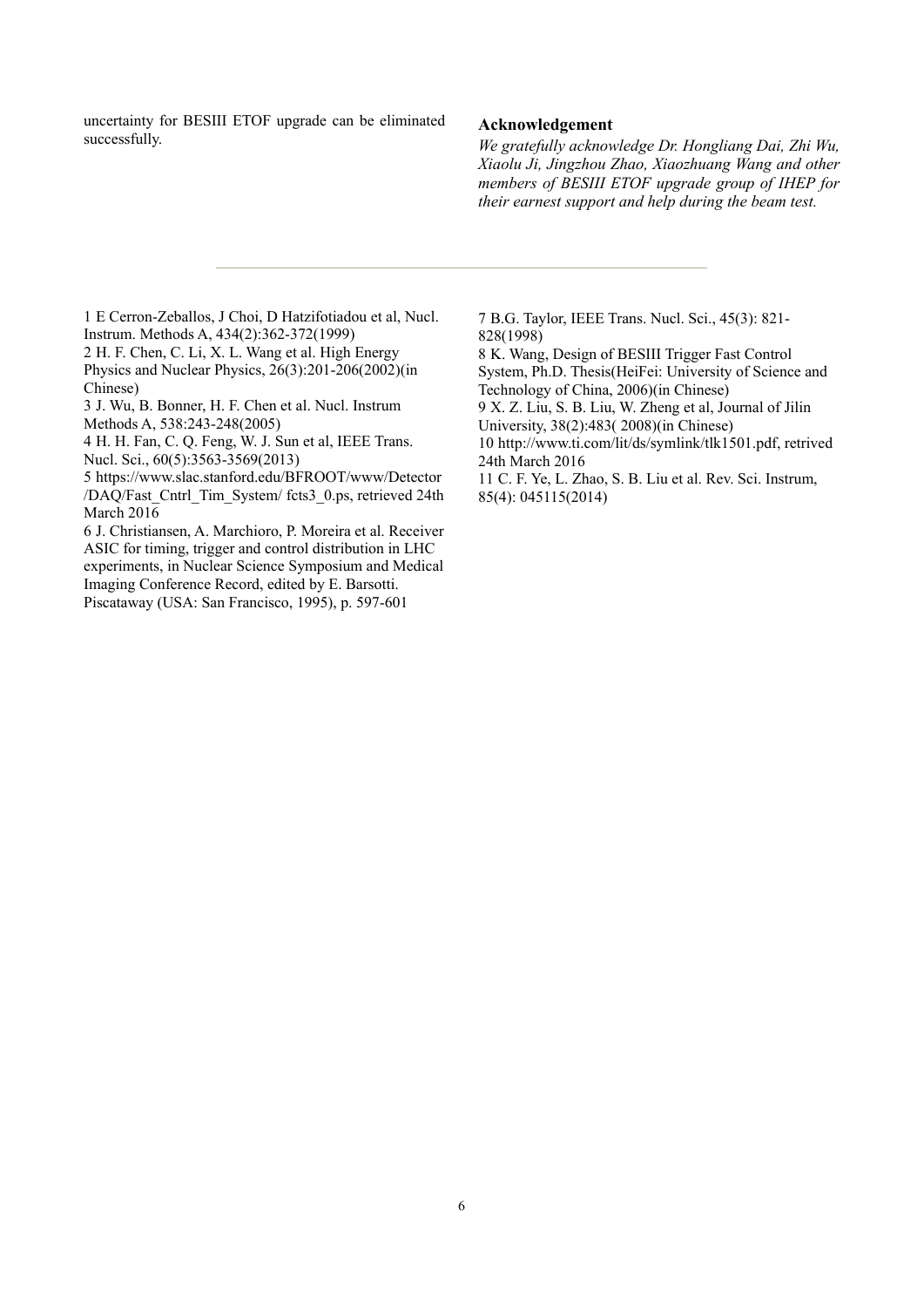uncertainty for BESIII ETOF upgrade can be eliminated successfully.

## Acknowledgement

*We gratefully acknowledge Dr. Hongliang Dai, Zhi Wu, Xiaolu Ji, Jingzhou Zhao, Xiaozhuang Wang and other members of BESIII ETOF upgrade group of IHEP for their earnest support and help during the beam test.*

---

1 E Cerron-Zeballos, J Choi, D Hatzifotiadou et al, Nucl. Instrum. Methods A, 434(2):362-372(1999)
2 H. F. Chen, C. Li, X. L. Wang et al. High Energy Physics and Nuclear Physics, 26(3):201-206(2002)(in Chinese)
3 J. Wu, B. Bonner, H. F. Chen et al. Nucl. Instrum Methods A, 538:243-248(2005)
4 H. H. Fan, C. Q. Feng, W. J. Sun et al, IEEE Trans. Nucl. Sci., 60(5):3563-3569(2013)
5 https://www.slac.stanford.edu/BFROOT/www/Detector/DAQ/Fast_Cntrl_Tim_System/ fcts3_0.ps, retrieved 24th March 2016
6 J. Christiansen, A. Marchioro, P. Moreira et al. Receiver ASIC for timing, trigger and control distribution in LHC experiments, in Nuclear Science Symposium and Medical Imaging Conference Record, edited by E. Barsotti. Piscataway (USA: San Francisco, 1995), p. 597-601
7 B.G. Taylor, IEEE Trans. Nucl. Sci., 45(3): 821-828(1998)
8 K. Wang, Design of BESIII Trigger Fast Control System, Ph.D. Thesis(HeiFei: University of Science and Technology of China, 2006)(in Chinese)
9 X. Z. Liu, S. B. Liu, W. Zheng et al, Journal of Jilin University, 38(2):483( 2008)(in Chinese)
10 http://www.ti.com/lit/ds/symlink/tlk1501.pdf, retrived 24th March 2016
11 C. F. Ye, L. Zhao, S. B. Liu et al. Rev. Sci. Instrum, 85(4): 045115(2014)